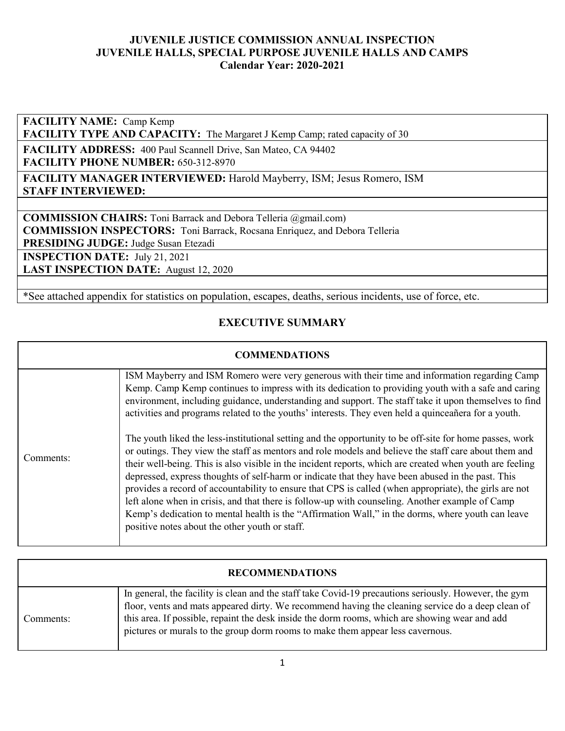# JUVENILE JUSTICE COMMISSION ANNUAL INSPECTION
## JUVENILE HALLS, SPECIAL PURPOSE JUVENILE HALLS AND CAMPS
### Calendar Year: 2020-2021

**FACILITY NAME:** Camp Kemp
**FACILITY TYPE AND CAPACITY:** The Margaret J Kemp Camp; rated capacity of 30

**FACILITY ADDRESS:** 400 Paul Scannell Drive, San Mateo, CA 94402
**FACILITY PHONE NUMBER:** 650-312-8970

**FACILITY MANAGER INTERVIEWED:** Harold Mayberry, ISM; Jesus Romero, ISM
**STAFF INTERVIEWED:**

**COMMISSION CHAIRS:** Toni Barrack and Debora Telleria @gmail.com)
**COMMISSION INSPECTORS:** Toni Barrack, Rocsana Enriquez, and Debora Telleria
**PRESIDING JUDGE:** Judge Susan Etezadi

**INSPECTION DATE:** July 21, 2021
**LAST INSPECTION DATE:** August 12, 2020

*See attached appendix for statistics on population, escapes, deaths, serious incidents, use of force, etc.

## EXECUTIVE SUMMARY

| COMMENDATIONS | |
|---|---|
| Comments: | ISM Mayberry and ISM Romero were very generous with their time and information regarding Camp Kemp. Camp Kemp continues to impress with its dedication to providing youth with a safe and caring environment, including guidance, understanding and support. The staff take it upon themselves to find activities and programs related to the youths' interests. They even held a quinceañera for a youth.<br><br>The youth liked the less-institutional setting and the opportunity to be off-site for home passes, work or outings. They view the staff as mentors and role models and believe the staff care about them and their well-being. This is also visible in the incident reports, which are created when youth are feeling depressed, express thoughts of self-harm or indicate that they have been abused in the past. This provides a record of accountability to ensure that CPS is called (when appropriate), the girls are not left alone when in crisis, and that there is follow-up with counseling. Another example of Camp Kemp's dedication to mental health is the "Affirmation Wall," in the dorms, where youth can leave positive notes about the other youth or staff. |

| RECOMMENDATIONS | |
|---|---|
| Comments: | In general, the facility is clean and the staff take Covid-19 precautions seriously. However, the gym floor, vents and mats appeared dirty. We recommend having the cleaning service do a deep clean of this area. If possible, repaint the desk inside the dorm rooms, which are showing wear and add pictures or murals to the group dorm rooms to make them appear less cavernous. |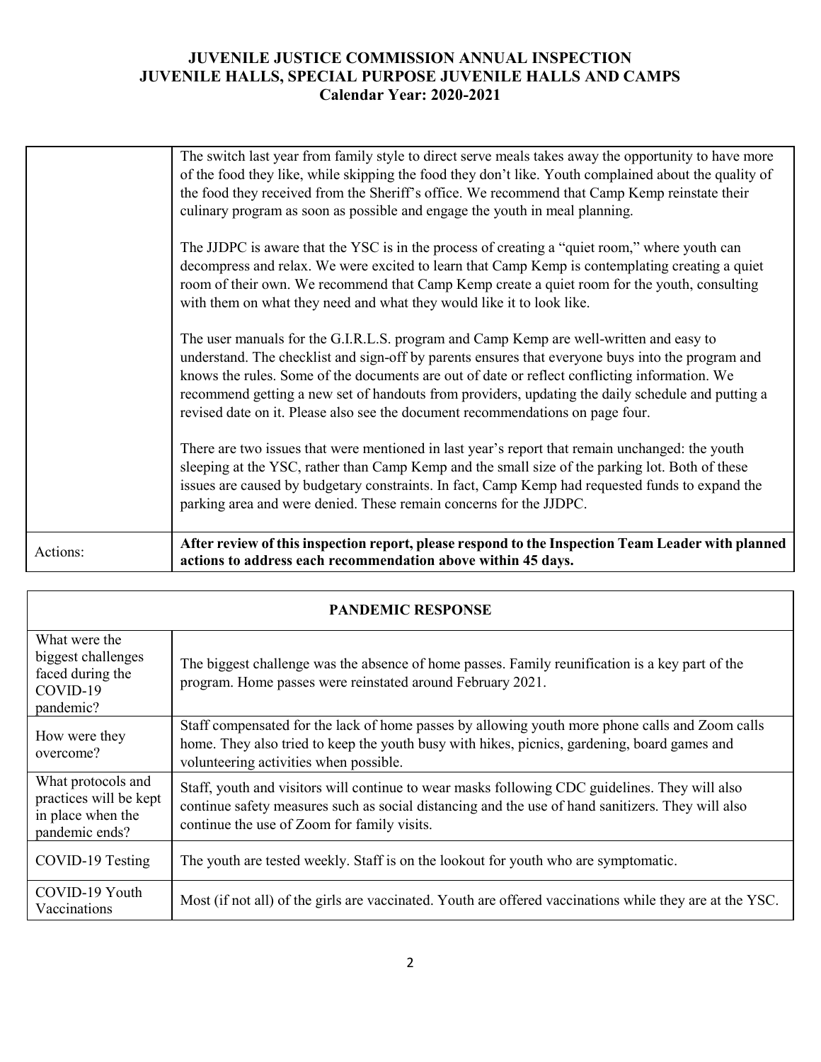# JUVENILE JUSTICE COMMISSION ANNUAL INSPECTION
## JUVENILE HALLS, SPECIAL PURPOSE JUVENILE HALLS AND CAMPS
### Calendar Year: 2020-2021

| | |
|---|---|
| | The switch last year from family style to direct serve meals takes away the opportunity to have more of the food they like, while skipping the food they don't like. Youth complained about the quality of the food they received from the Sheriff's office. We recommend that Camp Kemp reinstate their culinary program as soon as possible and engage the youth in meal planning.<br><br>The JJDPC is aware that the YSC is in the process of creating a "quiet room," where youth can decompress and relax. We were excited to learn that Camp Kemp is contemplating creating a quiet room of their own. We recommend that Camp Kemp create a quiet room for the youth, consulting with them on what they need and what they would like it to look like.<br><br>The user manuals for the G.I.R.L.S. program and Camp Kemp are well-written and easy to understand. The checklist and sign-off by parents ensures that everyone buys into the program and knows the rules. Some of the documents are out of date or reflect conflicting information. We recommend getting a new set of handouts from providers, updating the daily schedule and putting a revised date on it. Please also see the document recommendations on page four.<br><br>There are two issues that were mentioned in last year's report that remain unchanged: the youth sleeping at the YSC, rather than Camp Kemp and the small size of the parking lot. Both of these issues are caused by budgetary constraints. In fact, Camp Kemp had requested funds to expand the parking area and were denied. These remain concerns for the JJDPC. |
| Actions: | **After review of this inspection report, please respond to the Inspection Team Leader with planned actions to address each recommendation above within 45 days.** |

| PANDEMIC RESPONSE | |
|---|---|
| What were the biggest challenges faced during the COVID-19 pandemic? | The biggest challenge was the absence of home passes. Family reunification is a key part of the program. Home passes were reinstated around February 2021. |
| How were they overcome? | Staff compensated for the lack of home passes by allowing youth more phone calls and Zoom calls home. They also tried to keep the youth busy with hikes, picnics, gardening, board games and volunteering activities when possible. |
| What protocols and practices will be kept in place when the pandemic ends? | Staff, youth and visitors will continue to wear masks following CDC guidelines. They will also continue safety measures such as social distancing and the use of hand sanitizers. They will also continue the use of Zoom for family visits. |
| COVID-19 Testing | The youth are tested weekly. Staff is on the lookout for youth who are symptomatic. |
| COVID-19 Youth Vaccinations | Most (if not all) of the girls are vaccinated. Youth are offered vaccinations while they are at the YSC. |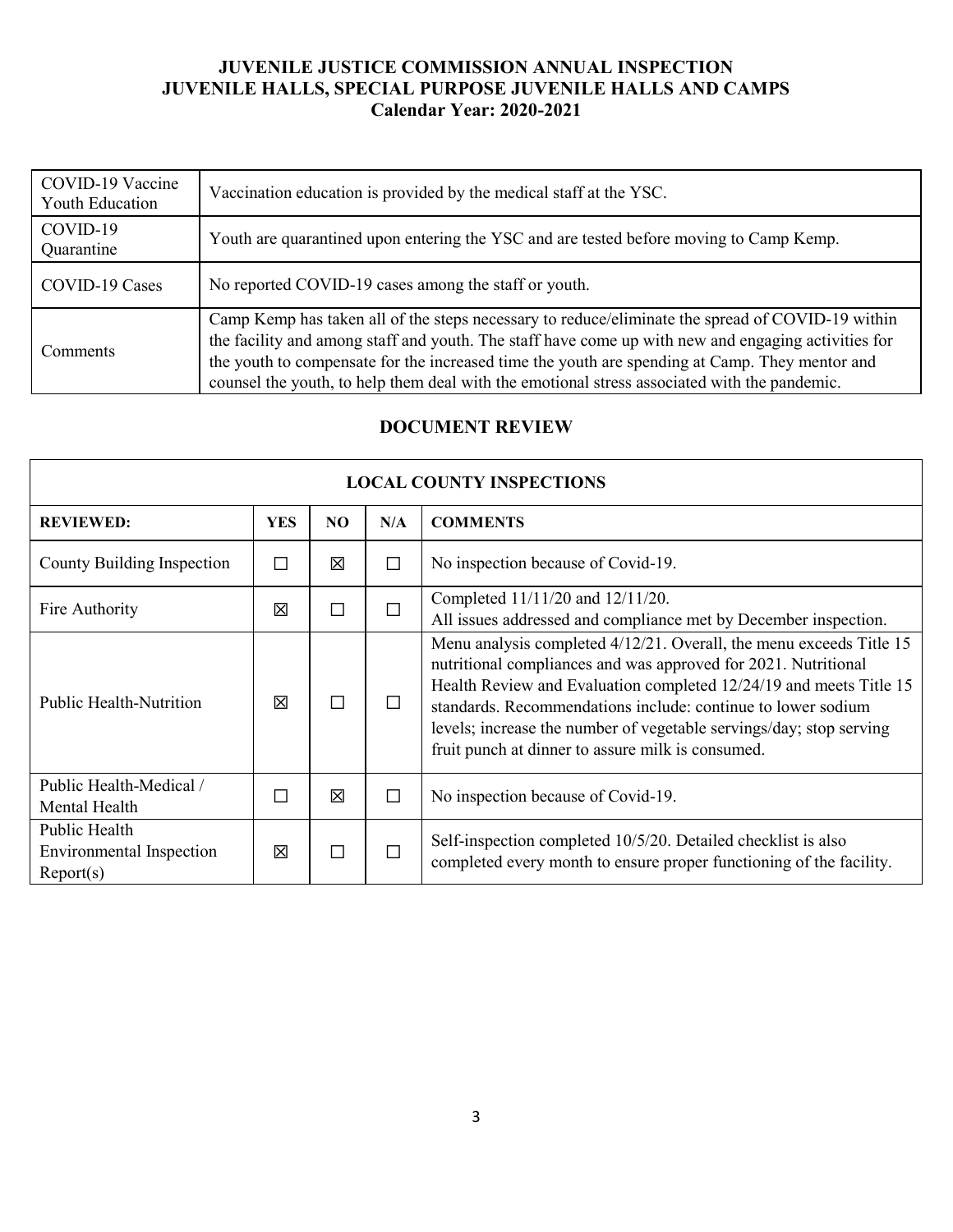| COVID-19 Vaccine Youth Education | Vaccination education is provided by the medical staff at the YSC. |
|---|---|
| COVID-19 Quarantine | Youth are quarantined upon entering the YSC and are tested before moving to Camp Kemp. |
| COVID-19 Cases | No reported COVID-19 cases among the staff or youth. |
| Comments | Camp Kemp has taken all of the steps necessary to reduce/eliminate the spread of COVID-19 within the facility and among staff and youth. The staff have come up with new and engaging activities for the youth to compensate for the increased time the youth are spending at Camp. They mentor and counsel the youth, to help them deal with the emotional stress associated with the pandemic. |

## DOCUMENT REVIEW

| LOCAL COUNTY INSPECTIONS | | | | |
|---|---|---|---|---|
| **REVIEWED:** | **YES** | **NO** | **N/A** | **COMMENTS** |
| County Building Inspection | ☐ | ☒ | ☐ | No inspection because of Covid-19. |
| Fire Authority | ☒ | ☐ | ☐ | Completed 11/11/20 and 12/11/20. All issues addressed and compliance met by December inspection. |
| Public Health-Nutrition | ☒ | ☐ | ☐ | Menu analysis completed 4/12/21. Overall, the menu exceeds Title 15 nutritional compliances and was approved for 2021. Nutritional Health Review and Evaluation completed 12/24/19 and meets Title 15 standards. Recommendations include: continue to lower sodium levels; increase the number of vegetable servings/day; stop serving fruit punch at dinner to assure milk is consumed. |
| Public Health-Medical / Mental Health | ☐ | ☒ | ☐ | No inspection because of Covid-19. |
| Public Health Environmental Inspection Report(s) | ☒ | ☐ | ☐ | Self-inspection completed 10/5/20. Detailed checklist is also completed every month to ensure proper functioning of the facility. |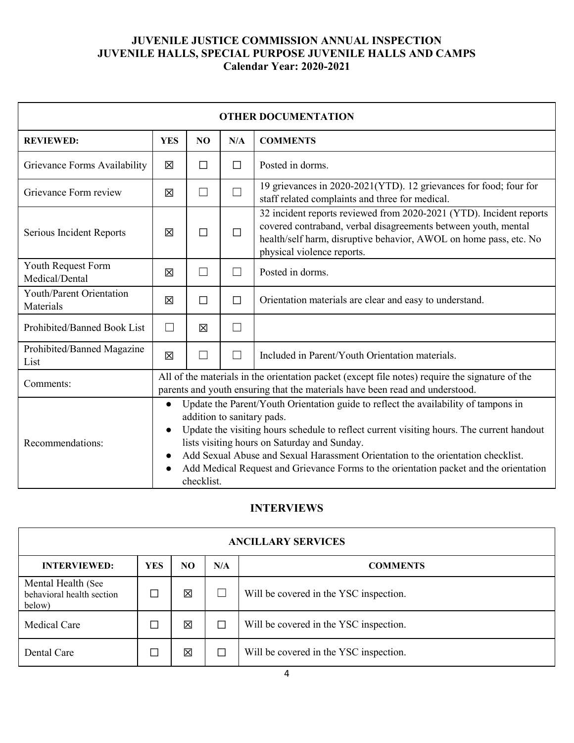**JUVENILE JUSTICE COMMISSION ANNUAL INSPECTION**
**JUVENILE HALLS, SPECIAL PURPOSE JUVENILE HALLS AND CAMPS**
**Calendar Year: 2020-2021**

| **OTHER DOCUMENTATION** | | | | |
|---|---|---|---|---|
| **REVIEWED:** | **YES** | **NO** | **N/A** | **COMMENTS** |
| Grievance Forms Availability | ☒ | ☐ | ☐ | Posted in dorms. |
| Grievance Form review | ☒ | ☐ | ☐ | 19 grievances in 2020-2021(YTD). 12 grievances for food; four for staff related complaints and three for medical. |
| Serious Incident Reports | ☒ | ☐ | ☐ | 32 incident reports reviewed from 2020-2021 (YTD). Incident reports covered contraband, verbal disagreements between youth, mental health/self harm, disruptive behavior, AWOL on home pass, etc. No physical violence reports. |
| Youth Request Form Medical/Dental | ☒ | ☐ | ☐ | Posted in dorms. |
| Youth/Parent Orientation Materials | ☒ | ☐ | ☐ | Orientation materials are clear and easy to understand. |
| Prohibited/Banned Book List | ☐ | ☒ | ☐ | |
| Prohibited/Banned Magazine List | ☒ | ☐ | ☐ | Included in Parent/Youth Orientation materials. |
| Comments: | All of the materials in the orientation packet (except file notes) require the signature of the parents and youth ensuring that the materials have been read and understood. | | | |
| Recommendations: | • Update the Parent/Youth Orientation guide to reflect the availability of tampons in addition to sanitary pads.<br>• Update the visiting hours schedule to reflect current visiting hours. The current handout lists visiting hours on Saturday and Sunday.<br>• Add Sexual Abuse and Sexual Harassment Orientation to the orientation checklist.<br>• Add Medical Request and Grievance Forms to the orientation packet and the orientation checklist. | | | |

## INTERVIEWS

| **ANCILLARY SERVICES** | | | | |
|---|---|---|---|---|
| **INTERVIEWED:** | **YES** | **NO** | **N/A** | **COMMENTS** |
| Mental Health (See behavioral health section below) | ☐ | ☒ | ☐ | Will be covered in the YSC inspection. |
| Medical Care | ☐ | ☒ | ☐ | Will be covered in the YSC inspection. |
| Dental Care | ☐ | ☒ | ☐ | Will be covered in the YSC inspection. |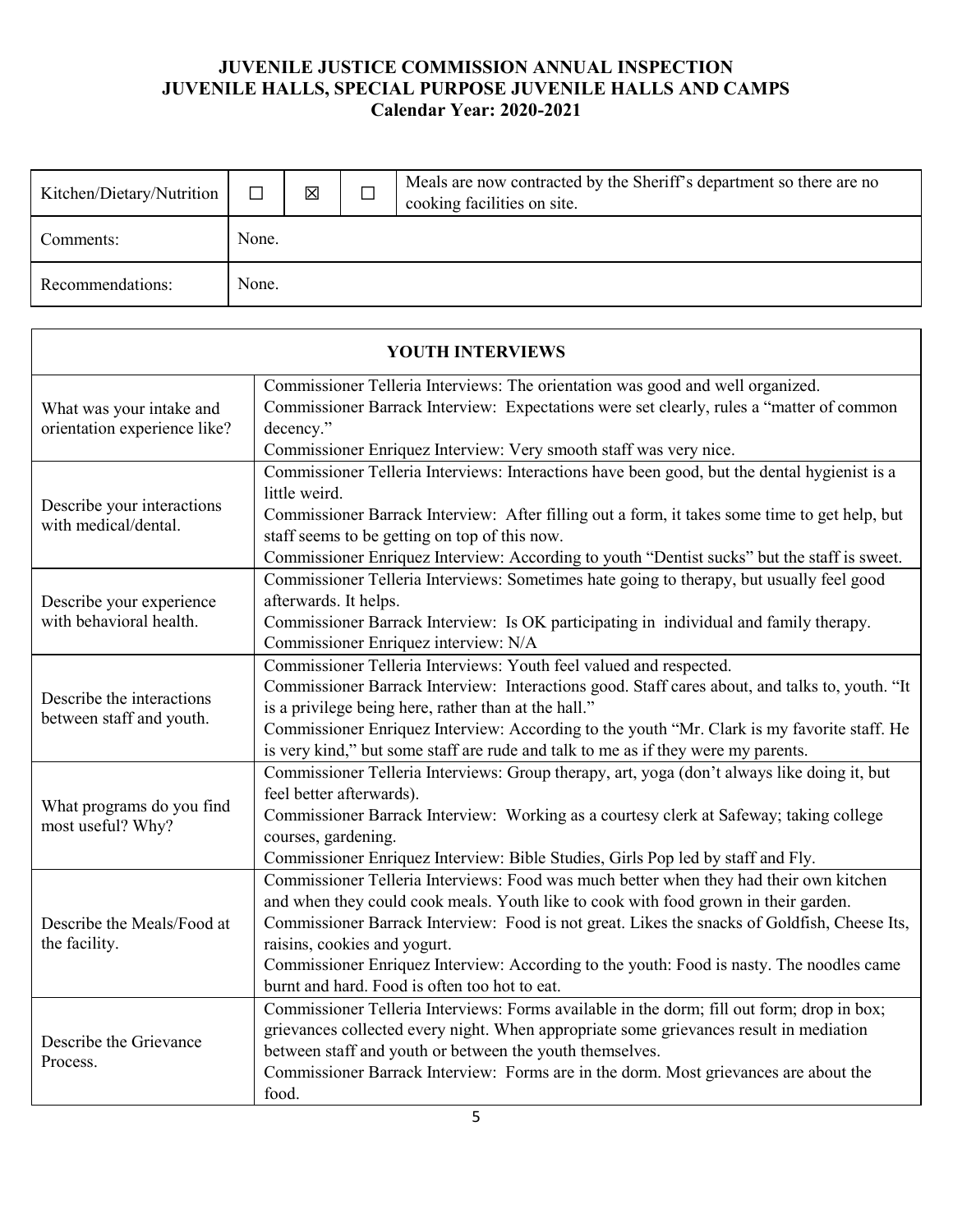**JUVENILE JUSTICE COMMISSION ANNUAL INSPECTION**
**JUVENILE HALLS, SPECIAL PURPOSE JUVENILE HALLS AND CAMPS**
**Calendar Year: 2020-2021**

| Kitchen/Dietary/Nutrition | ☐ | ☒ | ☐ | Meals are now contracted by the Sheriff's department so there are no cooking facilities on site. |
|---|---|---|---|---|
| Comments: | None. | | | |
| Recommendations: | None. | | | |

| **YOUTH INTERVIEWS** | |
|---|---|
| What was your intake and orientation experience like? | Commissioner Telleria Interviews: The orientation was good and well organized.<br>Commissioner Barrack Interview: Expectations were set clearly, rules a "matter of common decency."<br>Commissioner Enriquez Interview: Very smooth staff was very nice. |
| Describe your interactions with medical/dental. | Commissioner Telleria Interviews: Interactions have been good, but the dental hygienist is a little weird.<br>Commissioner Barrack Interview: After filling out a form, it takes some time to get help, but staff seems to be getting on top of this now.<br>Commissioner Enriquez Interview: According to youth "Dentist sucks" but the staff is sweet. |
| Describe your experience with behavioral health. | Commissioner Telleria Interviews: Sometimes hate going to therapy, but usually feel good afterwards. It helps.<br>Commissioner Barrack Interview: Is OK participating in individual and family therapy.<br>Commissioner Enriquez interview: N/A |
| Describe the interactions between staff and youth. | Commissioner Telleria Interviews: Youth feel valued and respected.<br>Commissioner Barrack Interview: Interactions good. Staff cares about, and talks to, youth. "It is a privilege being here, rather than at the hall."<br>Commissioner Enriquez Interview: According to the youth "Mr. Clark is my favorite staff. He is very kind," but some staff are rude and talk to me as if they were my parents. |
| What programs do you find most useful? Why? | Commissioner Telleria Interviews: Group therapy, art, yoga (don't always like doing it, but feel better afterwards).<br>Commissioner Barrack Interview: Working as a courtesy clerk at Safeway; taking college courses, gardening.<br>Commissioner Enriquez Interview: Bible Studies, Girls Pop led by staff and Fly. |
| Describe the Meals/Food at the facility. | Commissioner Telleria Interviews: Food was much better when they had their own kitchen and when they could cook meals. Youth like to cook with food grown in their garden.<br>Commissioner Barrack Interview: Food is not great. Likes the snacks of Goldfish, Cheese Its, raisins, cookies and yogurt.<br>Commissioner Enriquez Interview: According to the youth: Food is nasty. The noodles came burnt and hard. Food is often too hot to eat. |
| Describe the Grievance Process. | Commissioner Telleria Interviews: Forms available in the dorm; fill out form; drop in box; grievances collected every night. When appropriate some grievances result in mediation between staff and youth or between the youth themselves.<br>Commissioner Barrack Interview: Forms are in the dorm. Most grievances are about the food. |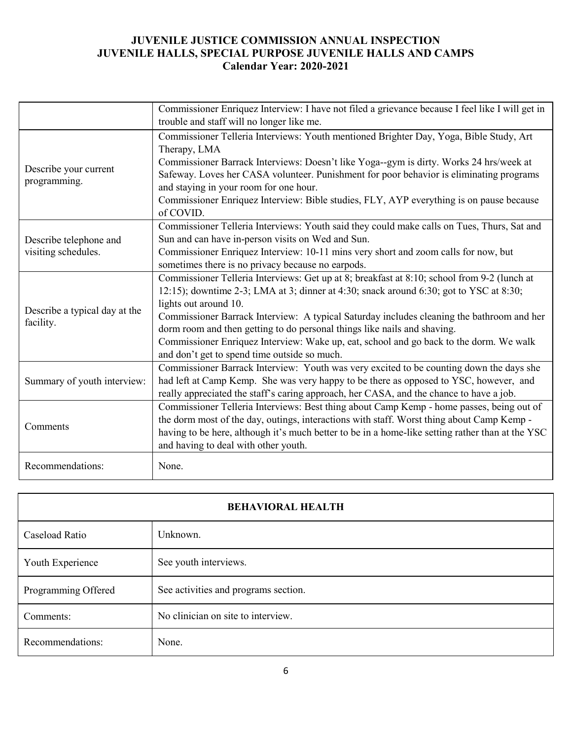**JUVENILE JUSTICE COMMISSION ANNUAL INSPECTION**
**JUVENILE HALLS, SPECIAL PURPOSE JUVENILE HALLS AND CAMPS**
**Calendar Year: 2020-2021**

| | |
|---|---|
| | Commissioner Enriquez Interview: I have not filed a grievance because I feel like I will get in trouble and staff will no longer like me. |
| Describe your current programming. | Commissioner Telleria Interviews: Youth mentioned Brighter Day, Yoga, Bible Study, Art Therapy, LMA<br>Commissioner Barrack Interviews: Doesn't like Yoga--gym is dirty. Works 24 hrs/week at Safeway. Loves her CASA volunteer. Punishment for poor behavior is eliminating programs and staying in your room for one hour.<br>Commissioner Enriquez Interview: Bible studies, FLY, AYP everything is on pause because of COVID. |
| Describe telephone and visiting schedules. | Commissioner Telleria Interviews: Youth said they could make calls on Tues, Thurs, Sat and Sun and can have in-person visits on Wed and Sun.<br>Commissioner Enriquez Interview: 10-11 mins very short and zoom calls for now, but sometimes there is no privacy because no earpods. |
| Describe a typical day at the facility. | Commissioner Telleria Interviews: Get up at 8; breakfast at 8:10; school from 9-2 (lunch at 12:15); downtime 2-3; LMA at 3; dinner at 4:30; snack around 6:30; got to YSC at 8:30; lights out around 10.<br>Commissioner Barrack Interview: A typical Saturday includes cleaning the bathroom and her dorm room and then getting to do personal things like nails and shaving.<br>Commissioner Enriquez Interview: Wake up, eat, school and go back to the dorm. We walk and don't get to spend time outside so much. |
| Summary of youth interview: | Commissioner Barrack Interview: Youth was very excited to be counting down the days she had left at Camp Kemp. She was very happy to be there as opposed to YSC, however, and really appreciated the staff's caring approach, her CASA, and the chance to have a job. |
| Comments | Commissioner Telleria Interviews: Best thing about Camp Kemp - home passes, being out of the dorm most of the day, outings, interactions with staff. Worst thing about Camp Kemp - having to be here, although it's much better to be in a home-like setting rather than at the YSC and having to deal with other youth. |
| Recommendations: | None. |

| **BEHAVIORAL HEALTH** | |
|---|---|
| Caseload Ratio | Unknown. |
| Youth Experience | See youth interviews. |
| Programming Offered | See activities and programs section. |
| Comments: | No clinician on site to interview. |
| Recommendations: | None. |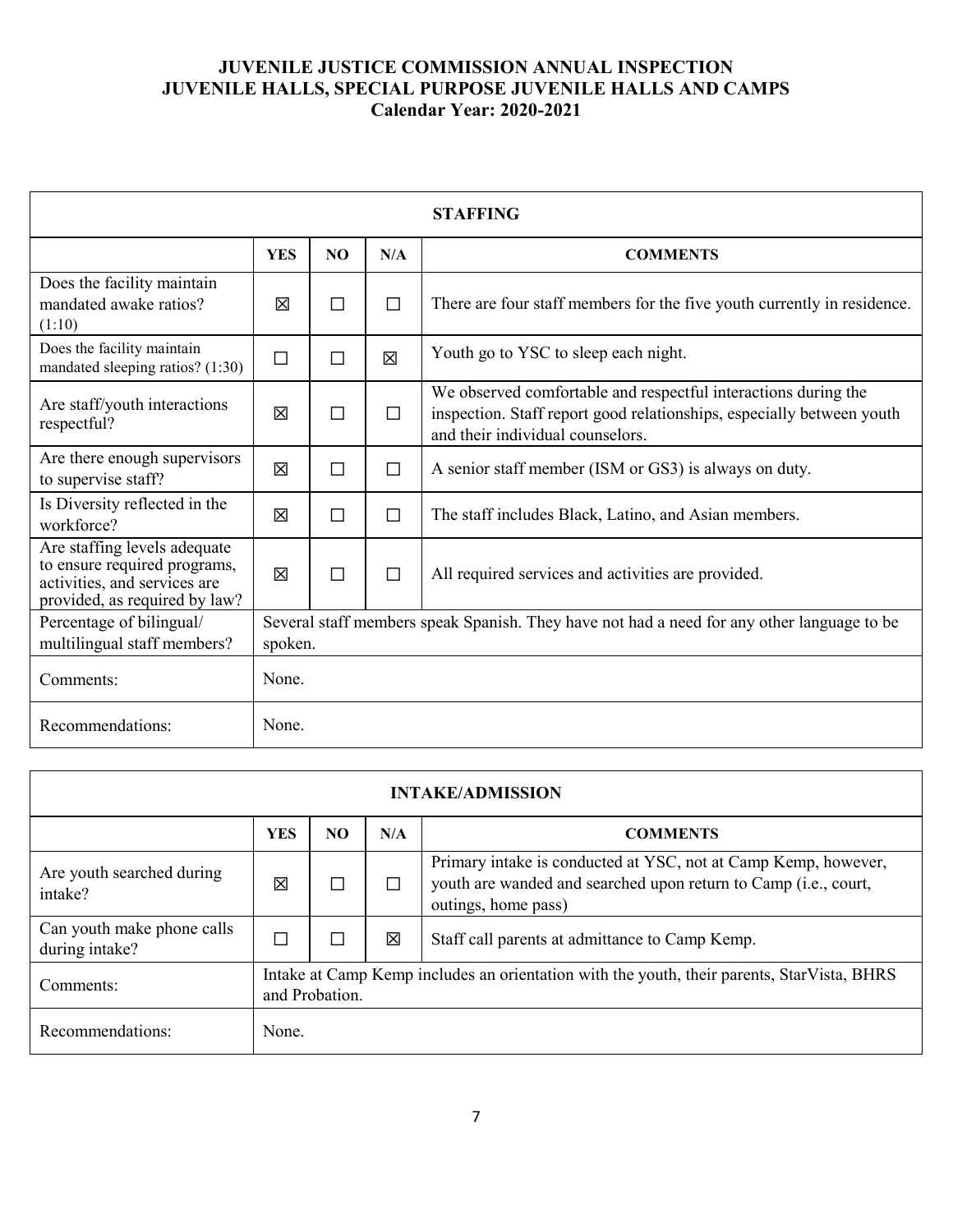**JUVENILE JUSTICE COMMISSION ANNUAL INSPECTION**
**JUVENILE HALLS, SPECIAL PURPOSE JUVENILE HALLS AND CAMPS**
**Calendar Year: 2020-2021**

| STAFFING | | | | |
|---|---|---|---|---|
| | **YES** | **NO** | **N/A** | **COMMENTS** |
| Does the facility maintain mandated awake ratios? (1:10) | ☒ | ☐ | ☐ | There are four staff members for the five youth currently in residence. |
| Does the facility maintain mandated sleeping ratios? (1:30) | ☐ | ☐ | ☒ | Youth go to YSC to sleep each night. |
| Are staff/youth interactions respectful? | ☒ | ☐ | ☐ | We observed comfortable and respectful interactions during the inspection. Staff report good relationships, especially between youth and their individual counselors. |
| Are there enough supervisors to supervise staff? | ☒ | ☐ | ☐ | A senior staff member (ISM or GS3) is always on duty. |
| Is Diversity reflected in the workforce? | ☒ | ☐ | ☐ | The staff includes Black, Latino, and Asian members. |
| Are staffing levels adequate to ensure required programs, activities, and services are provided, as required by law? | ☒ | ☐ | ☐ | All required services and activities are provided. |
| Percentage of bilingual/ multilingual staff members? | Several staff members speak Spanish. They have not had a need for any other language to be spoken. | | | |
| Comments: | None. | | | |
| Recommendations: | None. | | | |

| INTAKE/ADMISSION | | | | |
|---|---|---|---|---|
| | **YES** | **NO** | **N/A** | **COMMENTS** |
| Are youth searched during intake? | ☒ | ☐ | ☐ | Primary intake is conducted at YSC, not at Camp Kemp, however, youth are wanded and searched upon return to Camp (i.e., court, outings, home pass) |
| Can youth make phone calls during intake? | ☐ | ☐ | ☒ | Staff call parents at admittance to Camp Kemp. |
| Comments: | Intake at Camp Kemp includes an orientation with the youth, their parents, StarVista, BHRS and Probation. | | | |
| Recommendations: | None. | | | |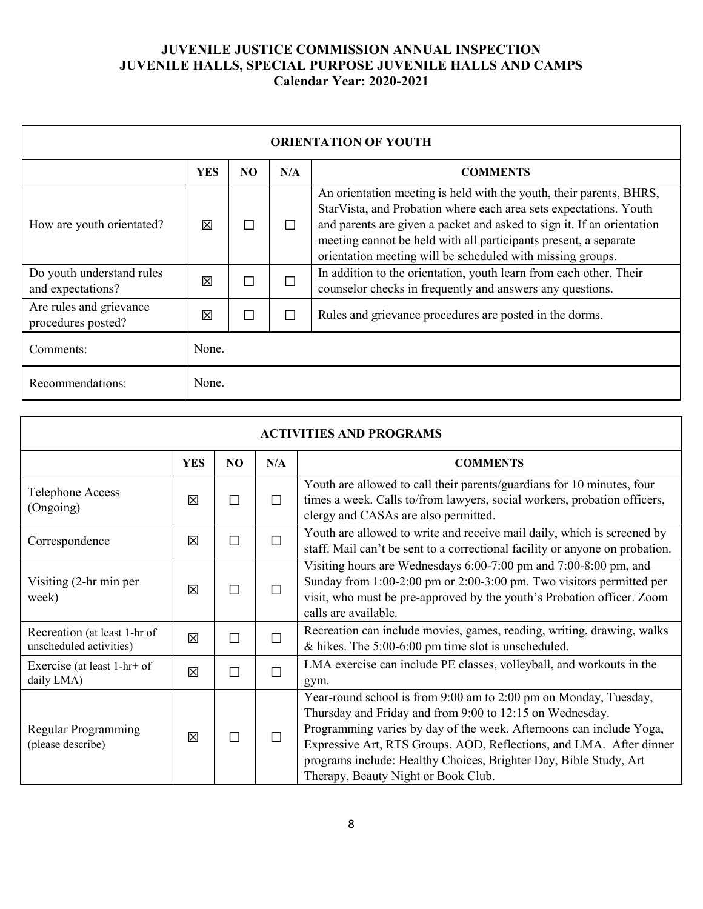**JUVENILE JUSTICE COMMISSION ANNUAL INSPECTION**
**JUVENILE HALLS, SPECIAL PURPOSE JUVENILE HALLS AND CAMPS**
**Calendar Year: 2020-2021**

| ORIENTATION OF YOUTH | | | | |
|---|---|---|---|---|
| | **YES** | **NO** | **N/A** | **COMMENTS** |
| How are youth orientated? | ☒ | ☐ | ☐ | An orientation meeting is held with the youth, their parents, BHRS, StarVista, and Probation where each area sets expectations. Youth and parents are given a packet and asked to sign it. If an orientation meeting cannot be held with all participants present, a separate orientation meeting will be scheduled with missing groups. |
| Do youth understand rules and expectations? | ☒ | ☐ | ☐ | In addition to the orientation, youth learn from each other. Their counselor checks in frequently and answers any questions. |
| Are rules and grievance procedures posted? | ☒ | ☐ | ☐ | Rules and grievance procedures are posted in the dorms. |
| Comments: | None. | | | |
| Recommendations: | None. | | | |

| ACTIVITIES AND PROGRAMS | | | | |
|---|---|---|---|---|
| | **YES** | **NO** | **N/A** | **COMMENTS** |
| Telephone Access (Ongoing) | ☒ | ☐ | ☐ | Youth are allowed to call their parents/guardians for 10 minutes, four times a week. Calls to/from lawyers, social workers, probation officers, clergy and CASAs are also permitted. |
| Correspondence | ☒ | ☐ | ☐ | Youth are allowed to write and receive mail daily, which is screened by staff. Mail can't be sent to a correctional facility or anyone on probation. |
| Visiting (2-hr min per week) | ☒ | ☐ | ☐ | Visiting hours are Wednesdays 6:00-7:00 pm and 7:00-8:00 pm, and Sunday from 1:00-2:00 pm or 2:00-3:00 pm. Two visitors permitted per visit, who must be pre-approved by the youth's Probation officer. Zoom calls are available. |
| Recreation (at least 1-hr of unscheduled activities) | ☒ | ☐ | ☐ | Recreation can include movies, games, reading, writing, drawing, walks & hikes. The 5:00-6:00 pm time slot is unscheduled. |
| Exercise (at least 1-hr+ of daily LMA) | ☒ | ☐ | ☐ | LMA exercise can include PE classes, volleyball, and workouts in the gym. |
| Regular Programming (please describe) | ☒ | ☐ | ☐ | Year-round school is from 9:00 am to 2:00 pm on Monday, Tuesday, Thursday and Friday and from 9:00 to 12:15 on Wednesday. Programming varies by day of the week. Afternoons can include Yoga, Expressive Art, RTS Groups, AOD, Reflections, and LMA. After dinner programs include: Healthy Choices, Brighter Day, Bible Study, Art Therapy, Beauty Night or Book Club. |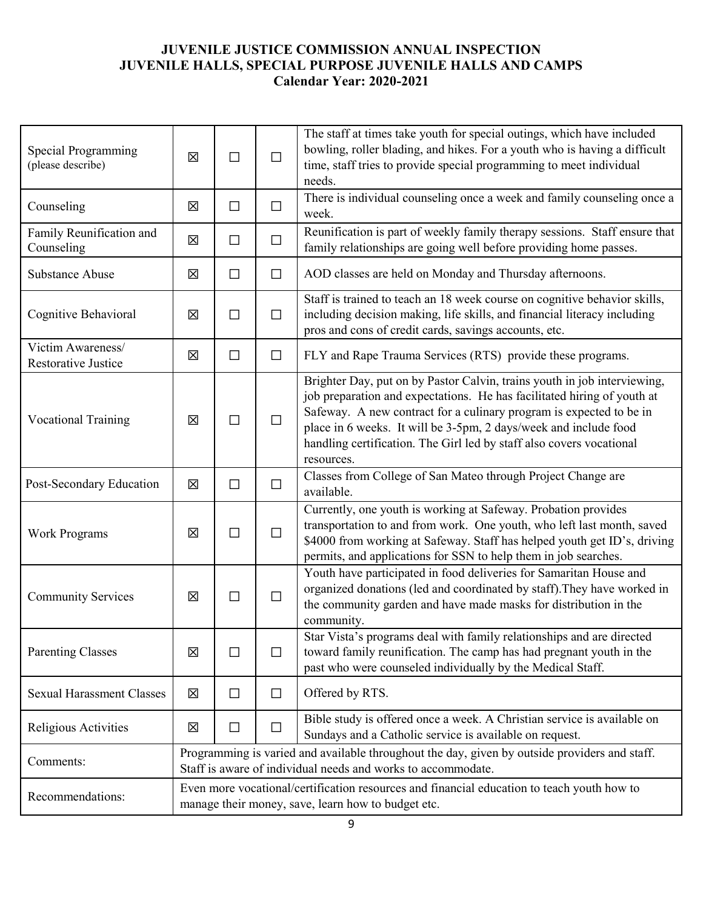# JUVENILE JUSTICE COMMISSION ANNUAL INSPECTION
## JUVENILE HALLS, SPECIAL PURPOSE JUVENILE HALLS AND CAMPS
### Calendar Year: 2020-2021

| | | | | |
|---|---|---|---|---|
| Special Programming (please describe) | ☒ | ☐ | ☐ | The staff at times take youth for special outings, which have included bowling, roller blading, and hikes. For a youth who is having a difficult time, staff tries to provide special programming to meet individual needs. |
| Counseling | ☒ | ☐ | ☐ | There is individual counseling once a week and family counseling once a week. |
| Family Reunification and Counseling | ☒ | ☐ | ☐ | Reunification is part of weekly family therapy sessions. Staff ensure that family relationships are going well before providing home passes. |
| Substance Abuse | ☒ | ☐ | ☐ | AOD classes are held on Monday and Thursday afternoons. |
| Cognitive Behavioral | ☒ | ☐ | ☐ | Staff is trained to teach an 18 week course on cognitive behavior skills, including decision making, life skills, and financial literacy including pros and cons of credit cards, savings accounts, etc. |
| Victim Awareness/ Restorative Justice | ☒ | ☐ | ☐ | FLY and Rape Trauma Services (RTS) provide these programs. |
| Vocational Training | ☒ | ☐ | ☐ | Brighter Day, put on by Pastor Calvin, trains youth in job interviewing, job preparation and expectations. He has facilitated hiring of youth at Safeway. A new contract for a culinary program is expected to be in place in 6 weeks. It will be 3-5pm, 2 days/week and include food handling certification. The Girl led by staff also covers vocational resources. |
| Post-Secondary Education | ☒ | ☐ | ☐ | Classes from College of San Mateo through Project Change are available. |
| Work Programs | ☒ | ☐ | ☐ | Currently, one youth is working at Safeway. Probation provides transportation to and from work. One youth, who left last month, saved $4000 from working at Safeway. Staff has helped youth get ID's, driving permits, and applications for SSN to help them in job searches. |
| Community Services | ☒ | ☐ | ☐ | Youth have participated in food deliveries for Samaritan House and organized donations (led and coordinated by staff).They have worked in the community garden and have made masks for distribution in the community. |
| Parenting Classes | ☒ | ☐ | ☐ | Star Vista's programs deal with family relationships and are directed toward family reunification. The camp has had pregnant youth in the past who were counseled individually by the Medical Staff. |
| Sexual Harassment Classes | ☒ | ☐ | ☐ | Offered by RTS. |
| Religious Activities | ☒ | ☐ | ☐ | Bible study is offered once a week. A Christian service is available on Sundays and a Catholic service is available on request. |
| Comments: | Programming is varied and available throughout the day, given by outside providers and staff. Staff is aware of individual needs and works to accommodate. | | | |
| Recommendations: | Even more vocational/certification resources and financial education to teach youth how to manage their money, save, learn how to budget etc. | | | |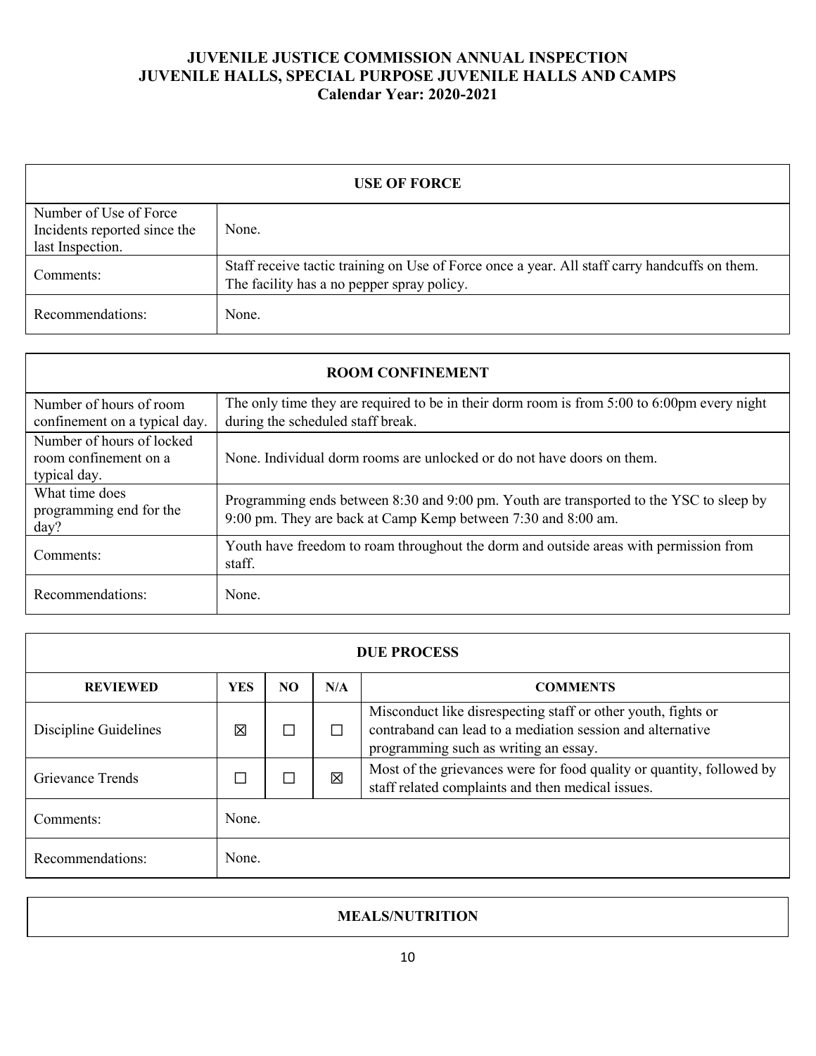**JUVENILE JUSTICE COMMISSION ANNUAL INSPECTION**
**JUVENILE HALLS, SPECIAL PURPOSE JUVENILE HALLS AND CAMPS**
**Calendar Year: 2020-2021**

| **USE OF FORCE** | |
|---|---|
| Number of Use of Force Incidents reported since the last Inspection. | None. |
| Comments: | Staff receive tactic training on Use of Force once a year. All staff carry handcuffs on them. The facility has a no pepper spray policy. |
| Recommendations: | None. |

| **ROOM CONFINEMENT** | |
|---|---|
| Number of hours of room confinement on a typical day. | The only time they are required to be in their dorm room is from 5:00 to 6:00pm every night during the scheduled staff break. |
| Number of hours of locked room confinement on a typical day. | None. Individual dorm rooms are unlocked or do not have doors on them. |
| What time does programming end for the day? | Programming ends between 8:30 and 9:00 pm. Youth are transported to the YSC to sleep by 9:00 pm. They are back at Camp Kemp between 7:30 and 8:00 am. |
| Comments: | Youth have freedom to roam throughout the dorm and outside areas with permission from staff. |
| Recommendations: | None. |

| **DUE PROCESS** | | | | |
|---|---|---|---|---|
| **REVIEWED** | **YES** | **NO** | **N/A** | **COMMENTS** |
| Discipline Guidelines | ☒ | ☐ | ☐ | Misconduct like disrespecting staff or other youth, fights or contraband can lead to a mediation session and alternative programming such as writing an essay. |
| Grievance Trends | ☐ | ☐ | ☒ | Most of the grievances were for food quality or quantity, followed by staff related complaints and then medical issues. |
| Comments: | None. | | | |
| Recommendations: | None. | | | |

| **MEALS/NUTRITION** |
|---|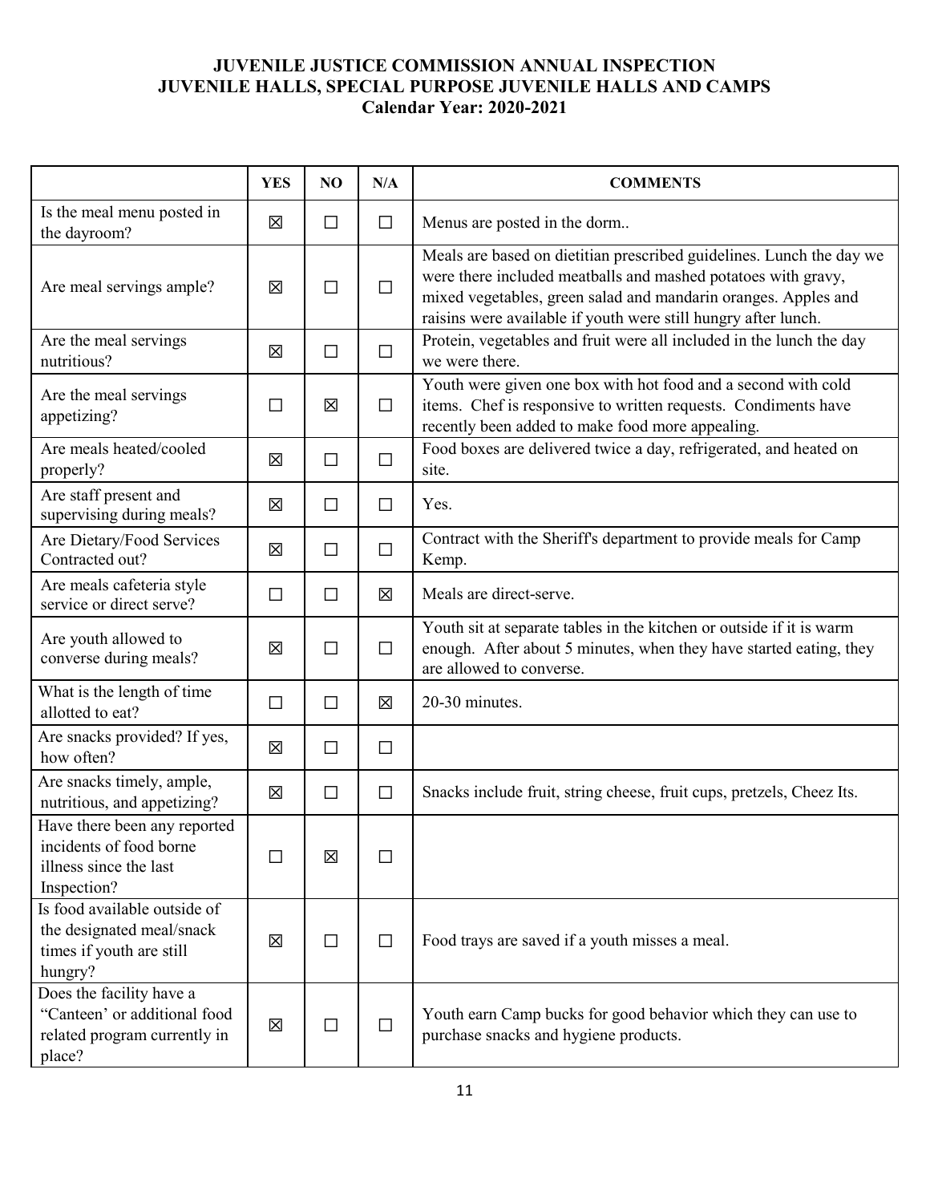**JUVENILE JUSTICE COMMISSION ANNUAL INSPECTION**
**JUVENILE HALLS, SPECIAL PURPOSE JUVENILE HALLS AND CAMPS**
**Calendar Year: 2020-2021**

| | YES | NO | N/A | COMMENTS |
|---|---|---|---|---|
| Is the meal menu posted in the dayroom? | ☒ | ☐ | ☐ | Menus are posted in the dorm.. |
| Are meal servings ample? | ☒ | ☐ | ☐ | Meals are based on dietitian prescribed guidelines. Lunch the day we were there included meatballs and mashed potatoes with gravy, mixed vegetables, green salad and mandarin oranges. Apples and raisins were available if youth were still hungry after lunch. |
| Are the meal servings nutritious? | ☒ | ☐ | ☐ | Protein, vegetables and fruit were all included in the lunch the day we were there. |
| Are the meal servings appetizing? | ☐ | ☒ | ☐ | Youth were given one box with hot food and a second with cold items. Chef is responsive to written requests. Condiments have recently been added to make food more appealing. |
| Are meals heated/cooled properly? | ☒ | ☐ | ☐ | Food boxes are delivered twice a day, refrigerated, and heated on site. |
| Are staff present and supervising during meals? | ☒ | ☐ | ☐ | Yes. |
| Are Dietary/Food Services Contracted out? | ☒ | ☐ | ☐ | Contract with the Sheriff's department to provide meals for Camp Kemp. |
| Are meals cafeteria style service or direct serve? | ☐ | ☐ | ☒ | Meals are direct-serve. |
| Are youth allowed to converse during meals? | ☒ | ☐ | ☐ | Youth sit at separate tables in the kitchen or outside if it is warm enough. After about 5 minutes, when they have started eating, they are allowed to converse. |
| What is the length of time allotted to eat? | ☐ | ☐ | ☒ | 20-30 minutes. |
| Are snacks provided? If yes, how often? | ☒ | ☐ | ☐ | |
| Are snacks timely, ample, nutritious, and appetizing? | ☒ | ☐ | ☐ | Snacks include fruit, string cheese, fruit cups, pretzels, Cheez Its. |
| Have there been any reported incidents of food borne illness since the last Inspection? | ☐ | ☒ | ☐ | |
| Is food available outside of the designated meal/snack times if youth are still hungry? | ☒ | ☐ | ☐ | Food trays are saved if a youth misses a meal. |
| Does the facility have a "Canteen' or additional food related program currently in place? | ☒ | ☐ | ☐ | Youth earn Camp bucks for good behavior which they can use to purchase snacks and hygiene products. |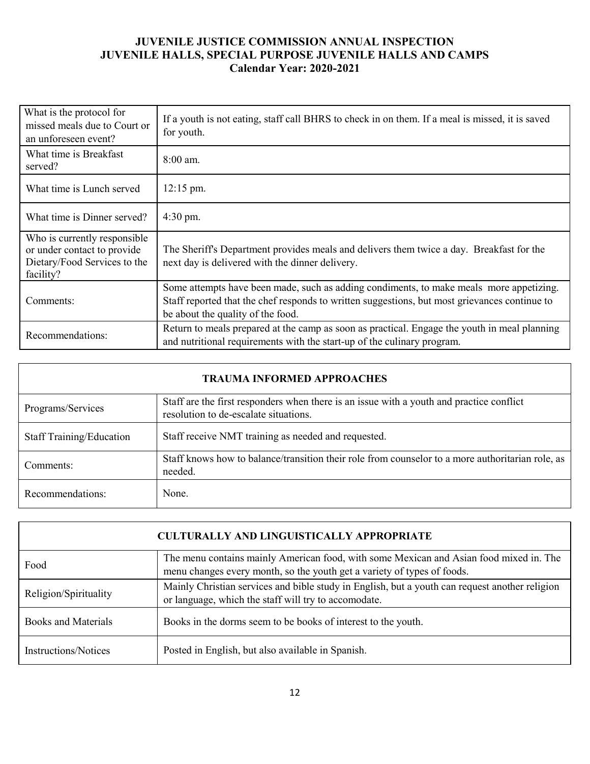| What is the protocol for missed meals due to Court or an unforeseen event? | If a youth is not eating, staff call BHRS to check in on them. If a meal is missed, it is saved for youth. |
|---|---|
| What time is Breakfast served? | 8:00 am. |
| What time is Lunch served | 12:15 pm. |
| What time is Dinner served? | 4:30 pm. |
| Who is currently responsible or under contact to provide Dietary/Food Services to the facility? | The Sheriff's Department provides meals and delivers them twice a day. Breakfast for the next day is delivered with the dinner delivery. |
| Comments: | Some attempts have been made, such as adding condiments, to make meals more appetizing. Staff reported that the chef responds to written suggestions, but most grievances continue to be about the quality of the food. |
| Recommendations: | Return to meals prepared at the camp as soon as practical. Engage the youth in meal planning and nutritional requirements with the start-up of the culinary program. |

| TRAUMA INFORMED APPROACHES | |
|---|---|
| Programs/Services | Staff are the first responders when there is an issue with a youth and practice conflict resolution to de-escalate situations. |
| Staff Training/Education | Staff receive NMT training as needed and requested. |
| Comments: | Staff knows how to balance/transition their role from counselor to a more authoritarian role, as needed. |
| Recommendations: | None. |

| CULTURALLY AND LINGUISTICALLY APPROPRIATE | |
|---|---|
| Food | The menu contains mainly American food, with some Mexican and Asian food mixed in. The menu changes every month, so the youth get a variety of types of foods. |
| Religion/Spirituality | Mainly Christian services and bible study in English, but a youth can request another religion or language, which the staff will try to accomodate. |
| Books and Materials | Books in the dorms seem to be books of interest to the youth. |
| Instructions/Notices | Posted in English, but also available in Spanish. |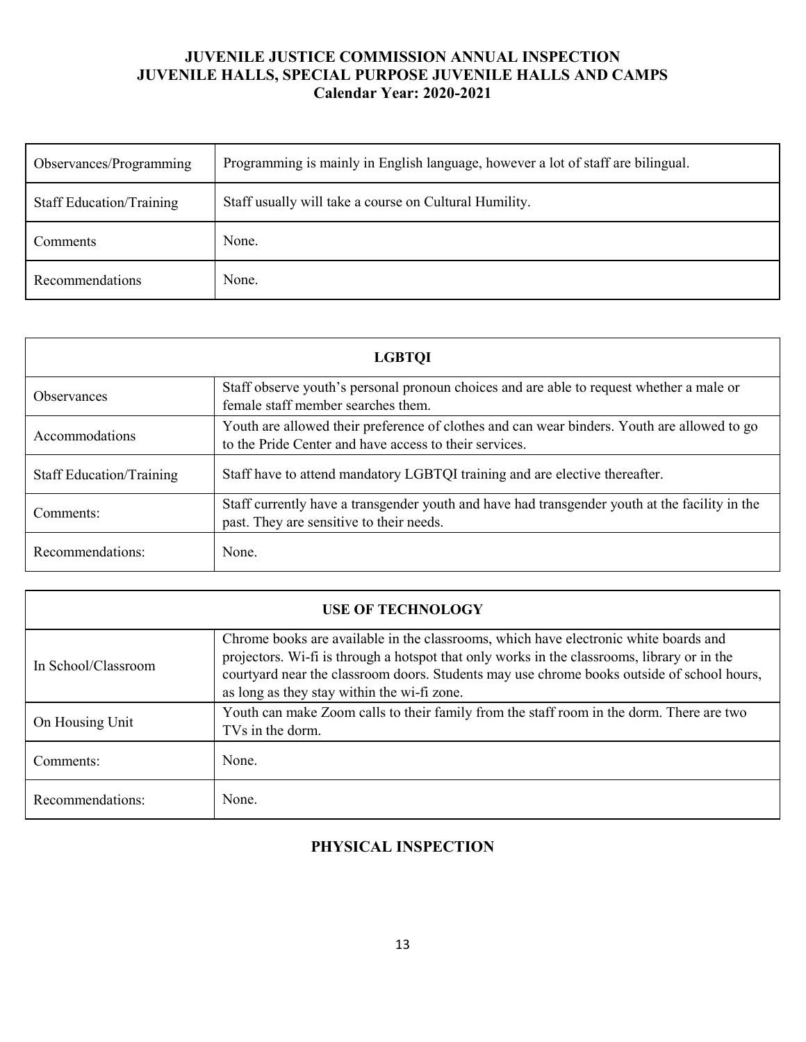**JUVENILE JUSTICE COMMISSION ANNUAL INSPECTION**
**JUVENILE HALLS, SPECIAL PURPOSE JUVENILE HALLS AND CAMPS**
**Calendar Year: 2020-2021**

| | |
|---|---|
| Observances/Programming | Programming is mainly in English language, however a lot of staff are bilingual. |
| Staff Education/Training | Staff usually will take a course on Cultural Humility. |
| Comments | None. |
| Recommendations | None. |

| **LGBTQI** | |
|---|---|
| Observances | Staff observe youth's personal pronoun choices and are able to request whether a male or female staff member searches them. |
| Accommodations | Youth are allowed their preference of clothes and can wear binders. Youth are allowed to go to the Pride Center and have access to their services. |
| Staff Education/Training | Staff have to attend mandatory LGBTQI training and are elective thereafter. |
| Comments: | Staff currently have a transgender youth and have had transgender youth at the facility in the past. They are sensitive to their needs. |
| Recommendations: | None. |

| **USE OF TECHNOLOGY** | |
|---|---|
| In School/Classroom | Chrome books are available in the classrooms, which have electronic white boards and projectors. Wi-fi is through a hotspot that only works in the classrooms, library or in the courtyard near the classroom doors. Students may use chrome books outside of school hours, as long as they stay within the wi-fi zone. |
| On Housing Unit | Youth can make Zoom calls to their family from the staff room in the dorm. There are two TVs in the dorm. |
| Comments: | None. |
| Recommendations: | None. |

## PHYSICAL INSPECTION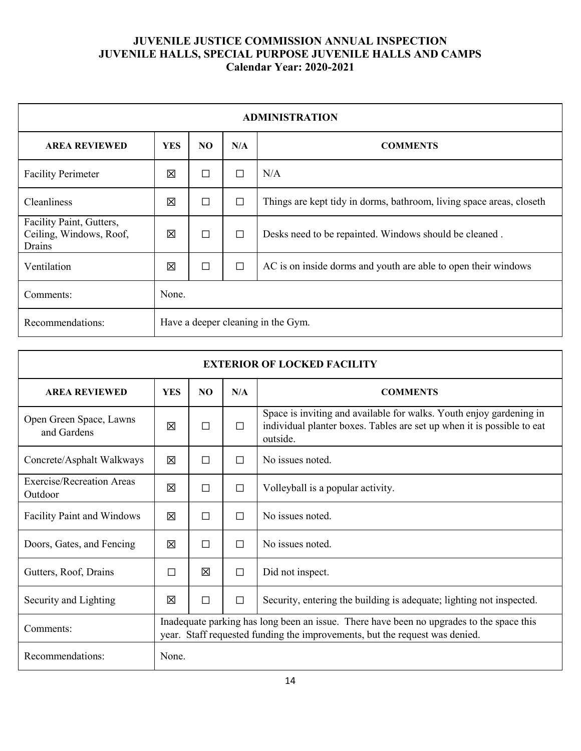**JUVENILE JUSTICE COMMISSION ANNUAL INSPECTION**
**JUVENILE HALLS, SPECIAL PURPOSE JUVENILE HALLS AND CAMPS**
**Calendar Year: 2020-2021**

| **ADMINISTRATION** | | | | |
|---|---|---|---|---|
| **AREA REVIEWED** | **YES** | **NO** | **N/A** | **COMMENTS** |
| Facility Perimeter | ☒ | ☐ | ☐ | N/A |
| Cleanliness | ☒ | ☐ | ☐ | Things are kept tidy in dorms, bathroom, living space areas, closeth |
| Facility Paint, Gutters, Ceiling, Windows, Roof, Drains | ☒ | ☐ | ☐ | Desks need to be repainted. Windows should be cleaned . |
| Ventilation | ☒ | ☐ | ☐ | AC is on inside dorms and youth are able to open their windows |
| Comments: | None. | | | |
| Recommendations: | Have a deeper cleaning in the Gym. | | | |

| **EXTERIOR OF LOCKED FACILITY** | | | | |
|---|---|---|---|---|
| **AREA REVIEWED** | **YES** | **NO** | **N/A** | **COMMENTS** |
| Open Green Space, Lawns and Gardens | ☒ | ☐ | ☐ | Space is inviting and available for walks. Youth enjoy gardening in individual planter boxes. Tables are set up when it is possible to eat outside. |
| Concrete/Asphalt Walkways | ☒ | ☐ | ☐ | No issues noted. |
| Exercise/Recreation Areas Outdoor | ☒ | ☐ | ☐ | Volleyball is a popular activity. |
| Facility Paint and Windows | ☒ | ☐ | ☐ | No issues noted. |
| Doors, Gates, and Fencing | ☒ | ☐ | ☐ | No issues noted. |
| Gutters, Roof, Drains | ☐ | ☒ | ☐ | Did not inspect. |
| Security and Lighting | ☒ | ☐ | ☐ | Security, entering the building is adequate; lighting not inspected. |
| Comments: | Inadequate parking has long been an issue. There have been no upgrades to the space this year. Staff requested funding the improvements, but the request was denied. | | | |
| Recommendations: | None. | | | |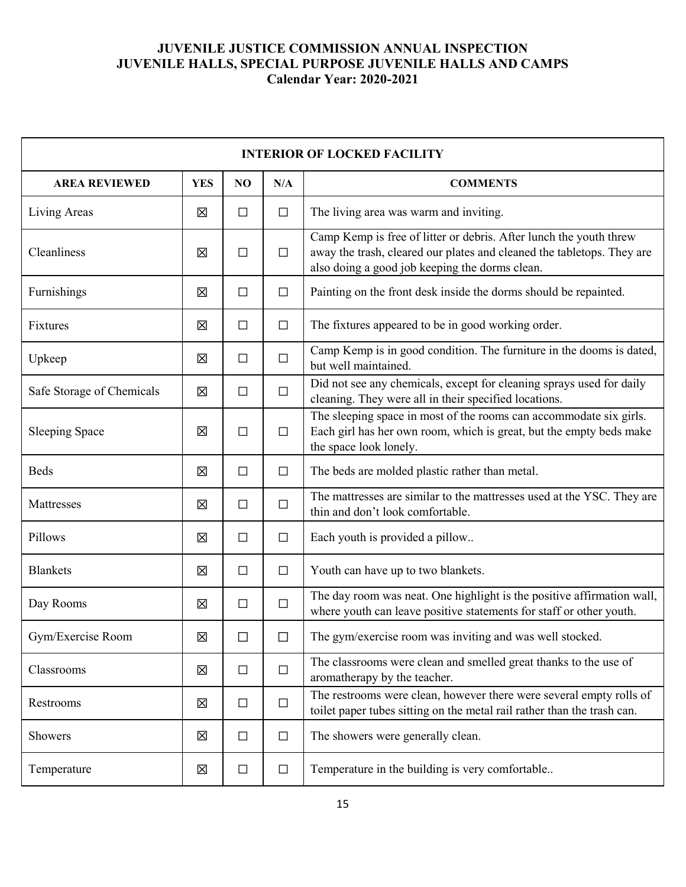# JUVENILE JUSTICE COMMISSION ANNUAL INSPECTION
# JUVENILE HALLS, SPECIAL PURPOSE JUVENILE HALLS AND CAMPS
## Calendar Year: 2020-2021

| INTERIOR OF LOCKED FACILITY | | | | |
|---|---|---|---|---|
| **AREA REVIEWED** | **YES** | **NO** | **N/A** | **COMMENTS** |
| Living Areas | ☒ | ☐ | ☐ | The living area was warm and inviting. |
| Cleanliness | ☒ | ☐ | ☐ | Camp Kemp is free of litter or debris. After lunch the youth threw away the trash, cleared our plates and cleaned the tabletops. They are also doing a good job keeping the dorms clean. |
| Furnishings | ☒ | ☐ | ☐ | Painting on the front desk inside the dorms should be repainted. |
| Fixtures | ☒ | ☐ | ☐ | The fixtures appeared to be in good working order. |
| Upkeep | ☒ | ☐ | ☐ | Camp Kemp is in good condition. The furniture in the dooms is dated, but well maintained. |
| Safe Storage of Chemicals | ☒ | ☐ | ☐ | Did not see any chemicals, except for cleaning sprays used for daily cleaning. They were all in their specified locations. |
| Sleeping Space | ☒ | ☐ | ☐ | The sleeping space in most of the rooms can accommodate six girls. Each girl has her own room, which is great, but the empty beds make the space look lonely. |
| Beds | ☒ | ☐ | ☐ | The beds are molded plastic rather than metal. |
| Mattresses | ☒ | ☐ | ☐ | The mattresses are similar to the mattresses used at the YSC. They are thin and don't look comfortable. |
| Pillows | ☒ | ☐ | ☐ | Each youth is provided a pillow.. |
| Blankets | ☒ | ☐ | ☐ | Youth can have up to two blankets. |
| Day Rooms | ☒ | ☐ | ☐ | The day room was neat. One highlight is the positive affirmation wall, where youth can leave positive statements for staff or other youth. |
| Gym/Exercise Room | ☒ | ☐ | ☐ | The gym/exercise room was inviting and was well stocked. |
| Classrooms | ☒ | ☐ | ☐ | The classrooms were clean and smelled great thanks to the use of aromatherapy by the teacher. |
| Restrooms | ☒ | ☐ | ☐ | The restrooms were clean, however there were several empty rolls of toilet paper tubes sitting on the metal rail rather than the trash can. |
| Showers | ☒ | ☐ | ☐ | The showers were generally clean. |
| Temperature | ☒ | ☐ | ☐ | Temperature in the building is very comfortable.. |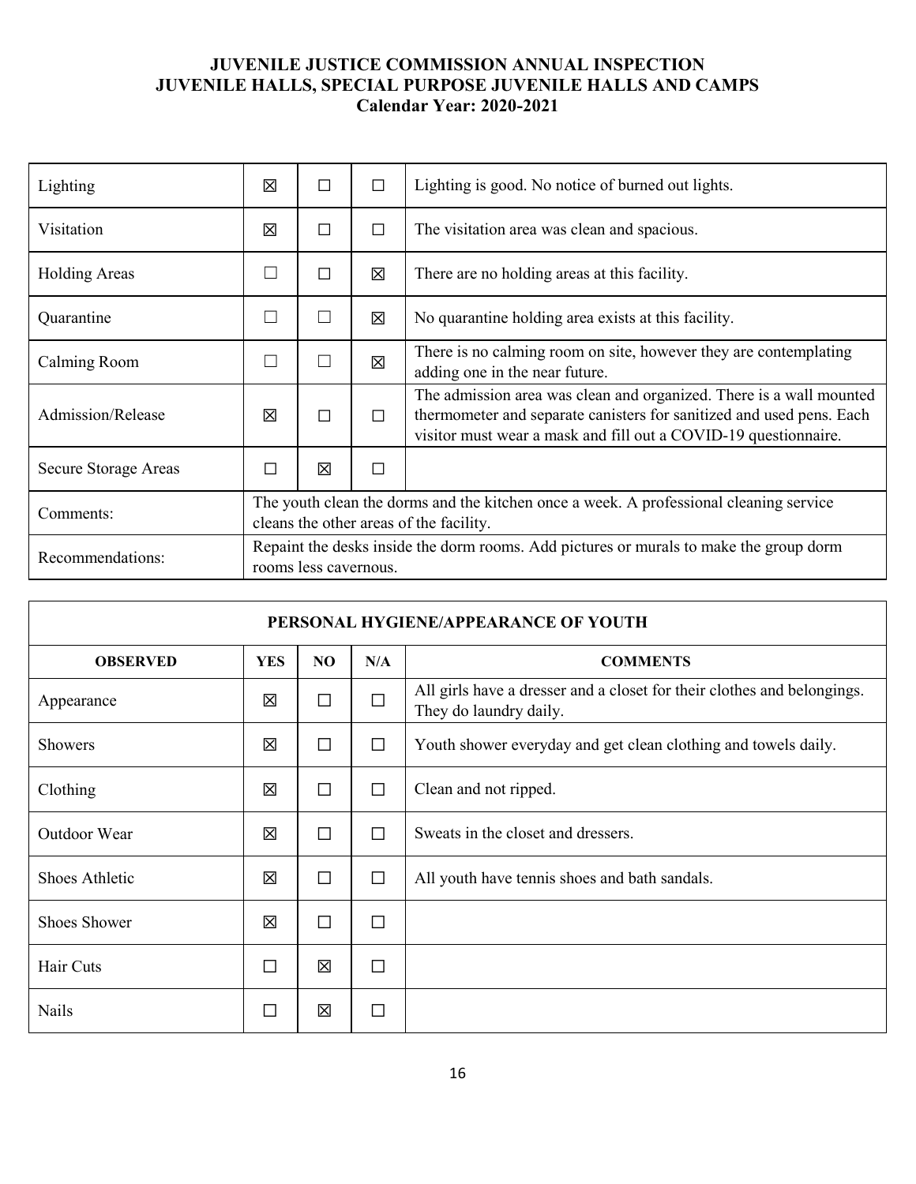# JUVENILE JUSTICE COMMISSION ANNUAL INSPECTION
## JUVENILE HALLS, SPECIAL PURPOSE JUVENILE HALLS AND CAMPS
### Calendar Year: 2020-2021

| | | | | |
|---|---|---|---|---|
| Lighting | ☒ | ☐ | ☐ | Lighting is good. No notice of burned out lights. |
| Visitation | ☒ | ☐ | ☐ | The visitation area was clean and spacious. |
| Holding Areas | ☐ | ☐ | ☒ | There are no holding areas at this facility. |
| Quarantine | ☐ | ☐ | ☒ | No quarantine holding area exists at this facility. |
| Calming Room | ☐ | ☐ | ☒ | There is no calming room on site, however they are contemplating adding one in the near future. |
| Admission/Release | ☒ | ☐ | ☐ | The admission area was clean and organized. There is a wall mounted thermometer and separate canisters for sanitized and used pens. Each visitor must wear a mask and fill out a COVID-19 questionnaire. |
| Secure Storage Areas | ☐ | ☒ | ☐ | |
| Comments: | The youth clean the dorms and the kitchen once a week. A professional cleaning service cleans the other areas of the facility. | | | |
| Recommendations: | Repaint the desks inside the dorm rooms. Add pictures or murals to make the group dorm rooms less cavernous. | | | |

| PERSONAL HYGIENE/APPEARANCE OF YOUTH | | | | |
|---|---|---|---|---|
| **OBSERVED** | **YES** | **NO** | **N/A** | **COMMENTS** |
| Appearance | ☒ | ☐ | ☐ | All girls have a dresser and a closet for their clothes and belongings. They do laundry daily. |
| Showers | ☒ | ☐ | ☐ | Youth shower everyday and get clean clothing and towels daily. |
| Clothing | ☒ | ☐ | ☐ | Clean and not ripped. |
| Outdoor Wear | ☒ | ☐ | ☐ | Sweats in the closet and dressers. |
| Shoes Athletic | ☒ | ☐ | ☐ | All youth have tennis shoes and bath sandals. |
| Shoes Shower | ☒ | ☐ | ☐ | |
| Hair Cuts | ☐ | ☒ | ☐ | |
| Nails | ☐ | ☒ | ☐ | |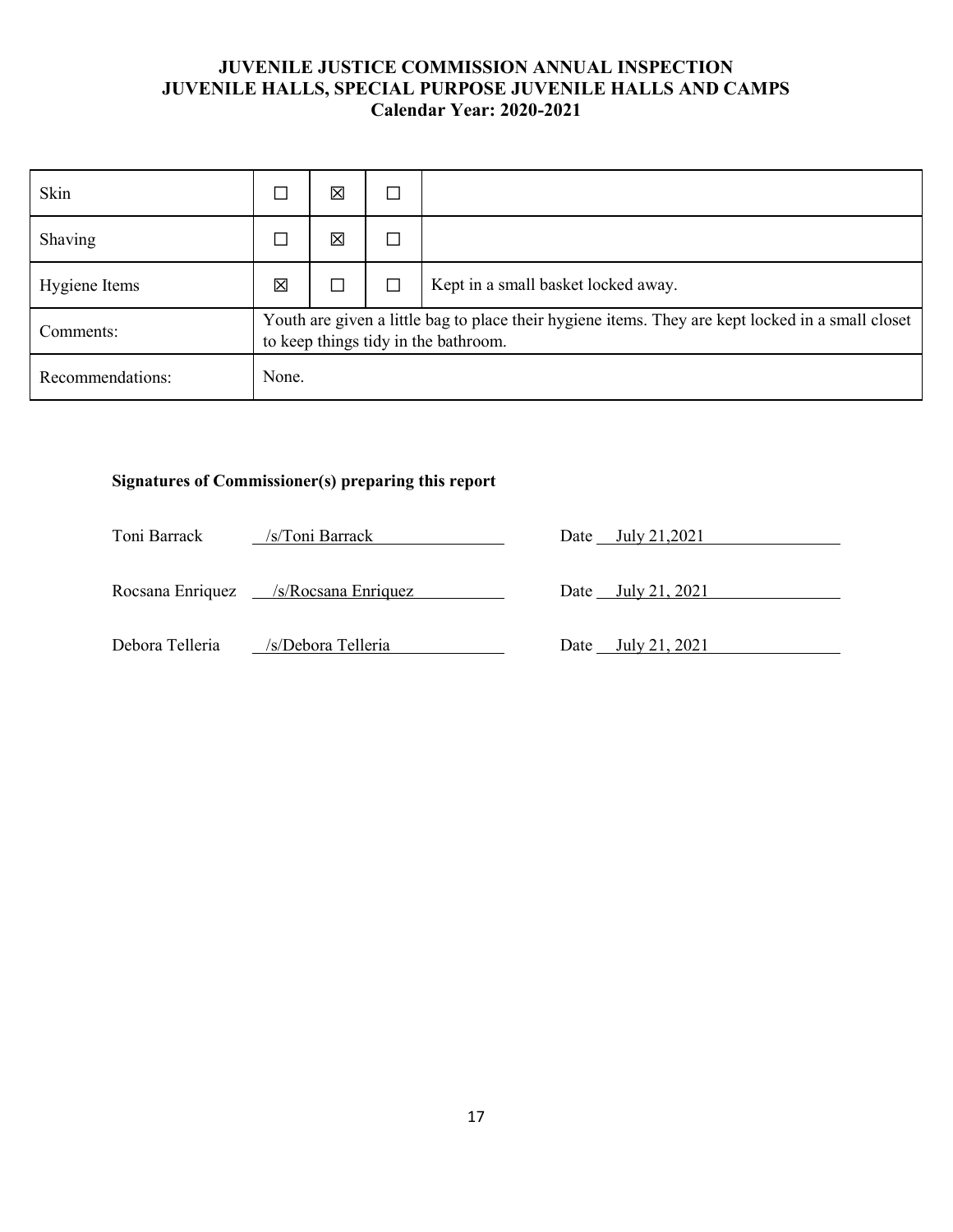**JUVENILE JUSTICE COMMISSION ANNUAL INSPECTION**
**JUVENILE HALLS, SPECIAL PURPOSE JUVENILE HALLS AND CAMPS**
**Calendar Year: 2020-2021**

| | | | | |
|---|---|---|---|---|
| Skin | ☐ | ☒ | ☐ | |
| Shaving | ☐ | ☒ | ☐ | |
| Hygiene Items | ☒ | ☐ | ☐ | Kept in a small basket locked away. |
| Comments: | Youth are given a little bag to place their hygiene items. They are kept locked in a small closet to keep things tidy in the bathroom. | | | |
| Recommendations: | None. | | | |

**Signatures of Commissioner(s) preparing this report**

Toni Barrack /s/Toni Barrack Date July 21,2021

Rocsana Enriquez /s/Rocsana Enriquez Date July 21, 2021

Debora Telleria /s/Debora Telleria Date July 21, 2021